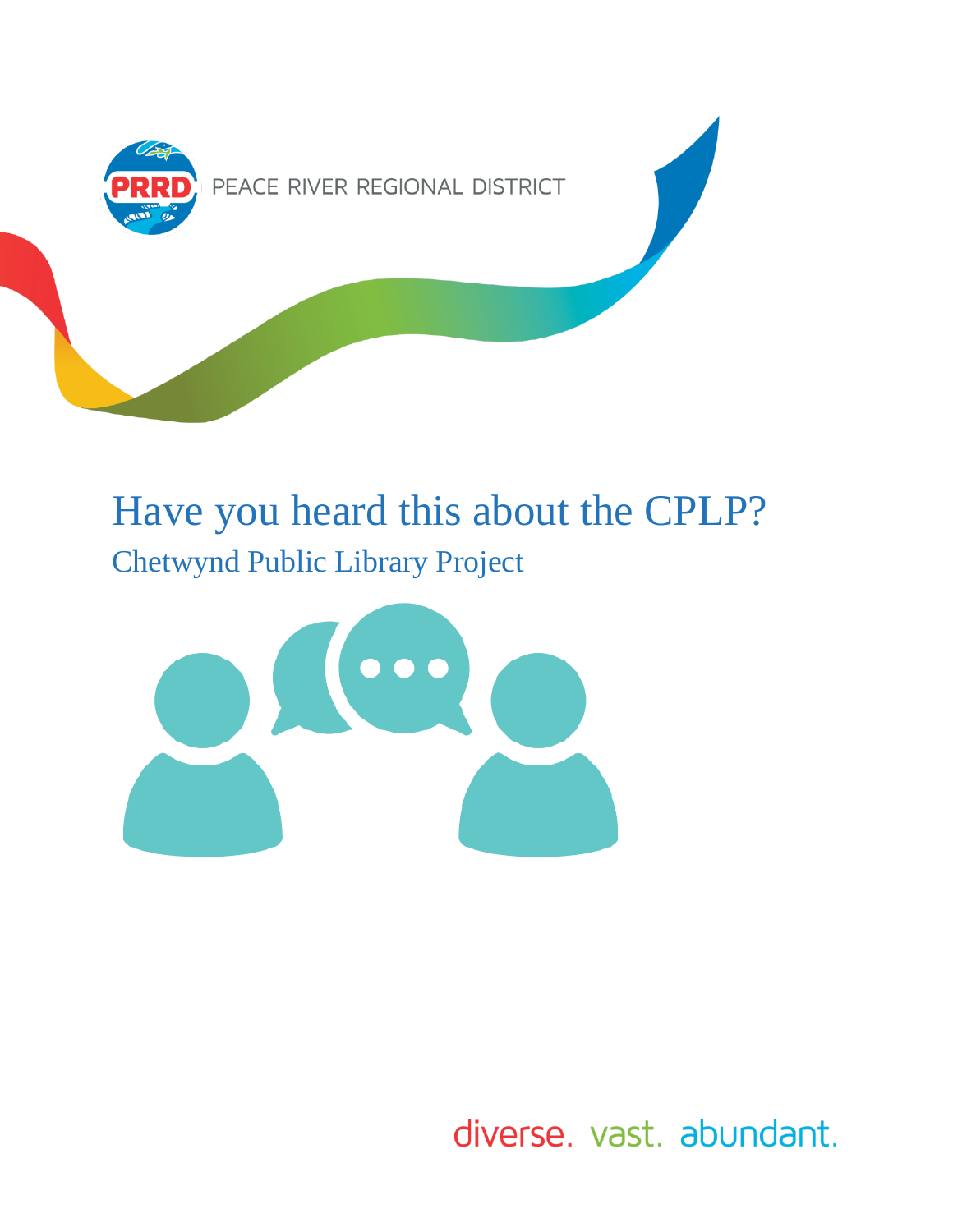PEACE RIVER REGIONAL DISTRICT

# Have you heard this about the CPLP?

## Chetwynd Public Library Project

diverse. vast. abundant.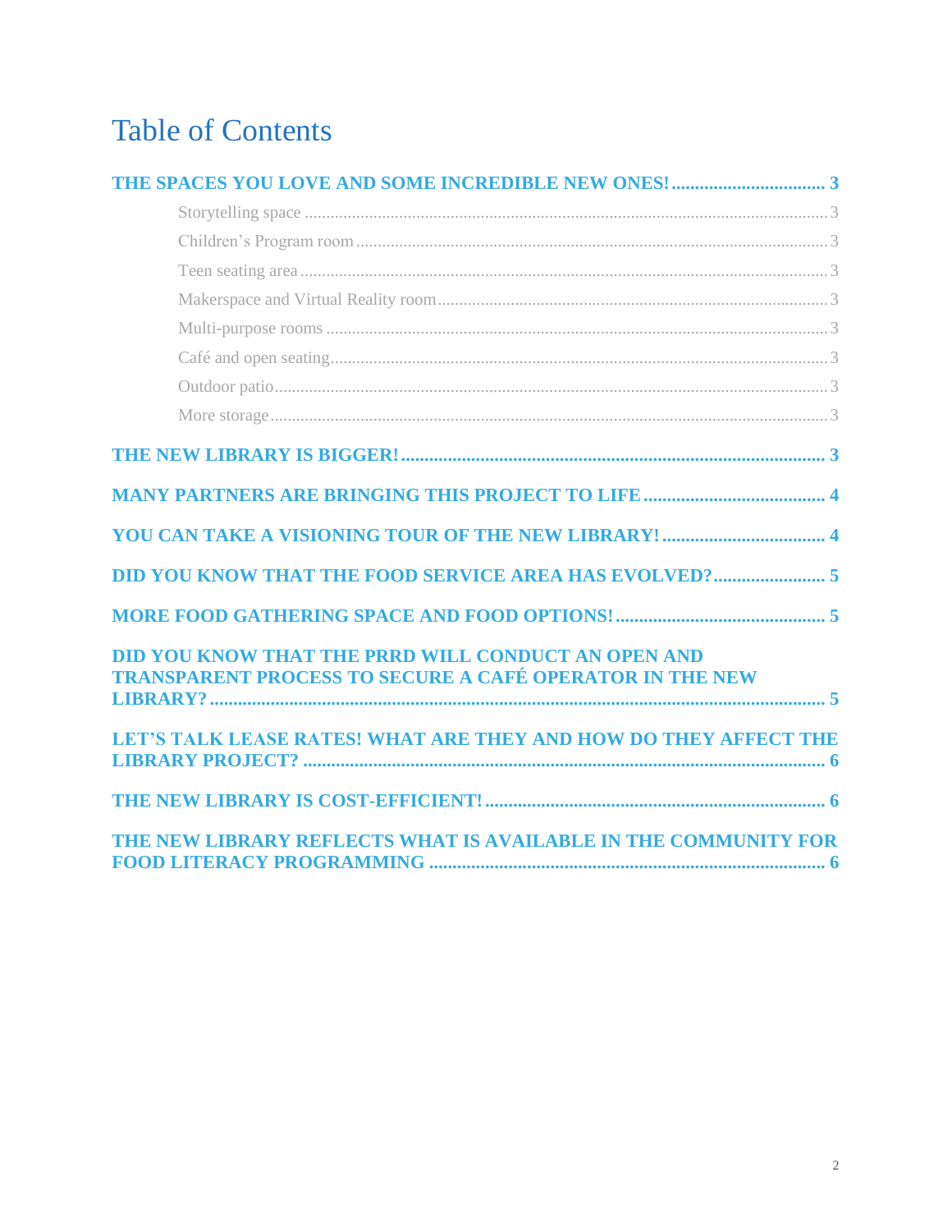# Table of Contents

**THE SPACES YOU LOVE AND SOME INCREDIBLE NEW ONES! ..... 3**

- Storytelling space ..... 3
- Children's Program room ..... 3
- Teen seating area ..... 3
- Makerspace and Virtual Reality room ..... 3
- Multi-purpose rooms ..... 3
- Café and open seating ..... 3
- Outdoor patio ..... 3
- More storage ..... 3

**THE NEW LIBRARY IS BIGGER! ..... 3**

**MANY PARTNERS ARE BRINGING THIS PROJECT TO LIFE ..... 4**

**YOU CAN TAKE A VISIONING TOUR OF THE NEW LIBRARY! ..... 4**

**DID YOU KNOW THAT THE FOOD SERVICE AREA HAS EVOLVED? ..... 5**

**MORE FOOD GATHERING SPACE AND FOOD OPTIONS! ..... 5**

**DID YOU KNOW THAT THE PRRD WILL CONDUCT AN OPEN AND TRANSPARENT PROCESS TO SECURE A CAFÉ OPERATOR IN THE NEW LIBRARY? ..... 5**

**LET'S TALK LEASE RATES! WHAT ARE THEY AND HOW DO THEY AFFECT THE LIBRARY PROJECT? ..... 6**

**THE NEW LIBRARY IS COST-EFFICIENT! ..... 6**

**THE NEW LIBRARY REFLECTS WHAT IS AVAILABLE IN THE COMMUNITY FOR FOOD LITERACY PROGRAMMING ..... 6**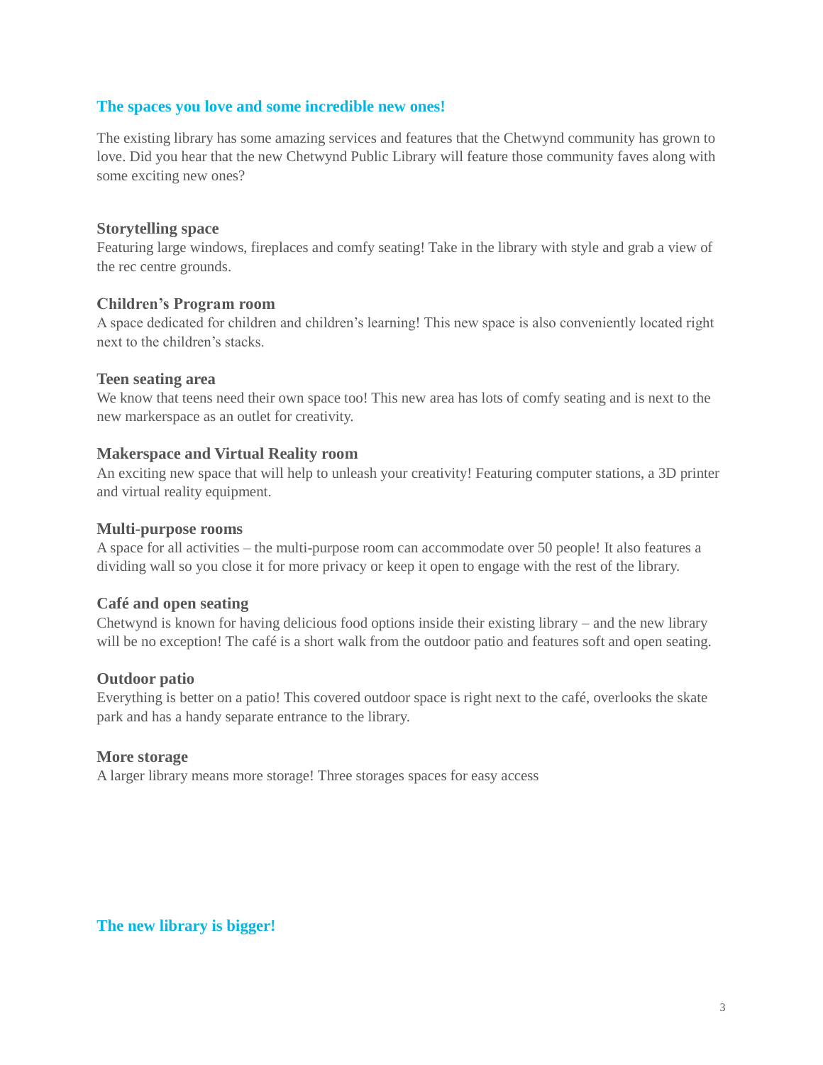## The spaces you love and some incredible new ones!

The existing library has some amazing services and features that the Chetwynd community has grown to love. Did you hear that the new Chetwynd Public Library will feature those community faves along with some exciting new ones?

### Storytelling space

Featuring large windows, fireplaces and comfy seating! Take in the library with style and grab a view of the rec centre grounds.

### Children's Program room

A space dedicated for children and children's learning! This new space is also conveniently located right next to the children's stacks.

### Teen seating area

We know that teens need their own space too! This new area has lots of comfy seating and is next to the new markerspace as an outlet for creativity.

### Makerspace and Virtual Reality room

An exciting new space that will help to unleash your creativity! Featuring computer stations, a 3D printer and virtual reality equipment.

### Multi-purpose rooms

A space for all activities – the multi-purpose room can accommodate over 50 people! It also features a dividing wall so you close it for more privacy or keep it open to engage with the rest of the library.

### Café and open seating

Chetwynd is known for having delicious food options inside their existing library – and the new library will be no exception! The café is a short walk from the outdoor patio and features soft and open seating.

### Outdoor patio

Everything is better on a patio! This covered outdoor space is right next to the café, overlooks the skate park and has a handy separate entrance to the library.

### More storage

A larger library means more storage! Three storages spaces for easy access

## The new library is bigger!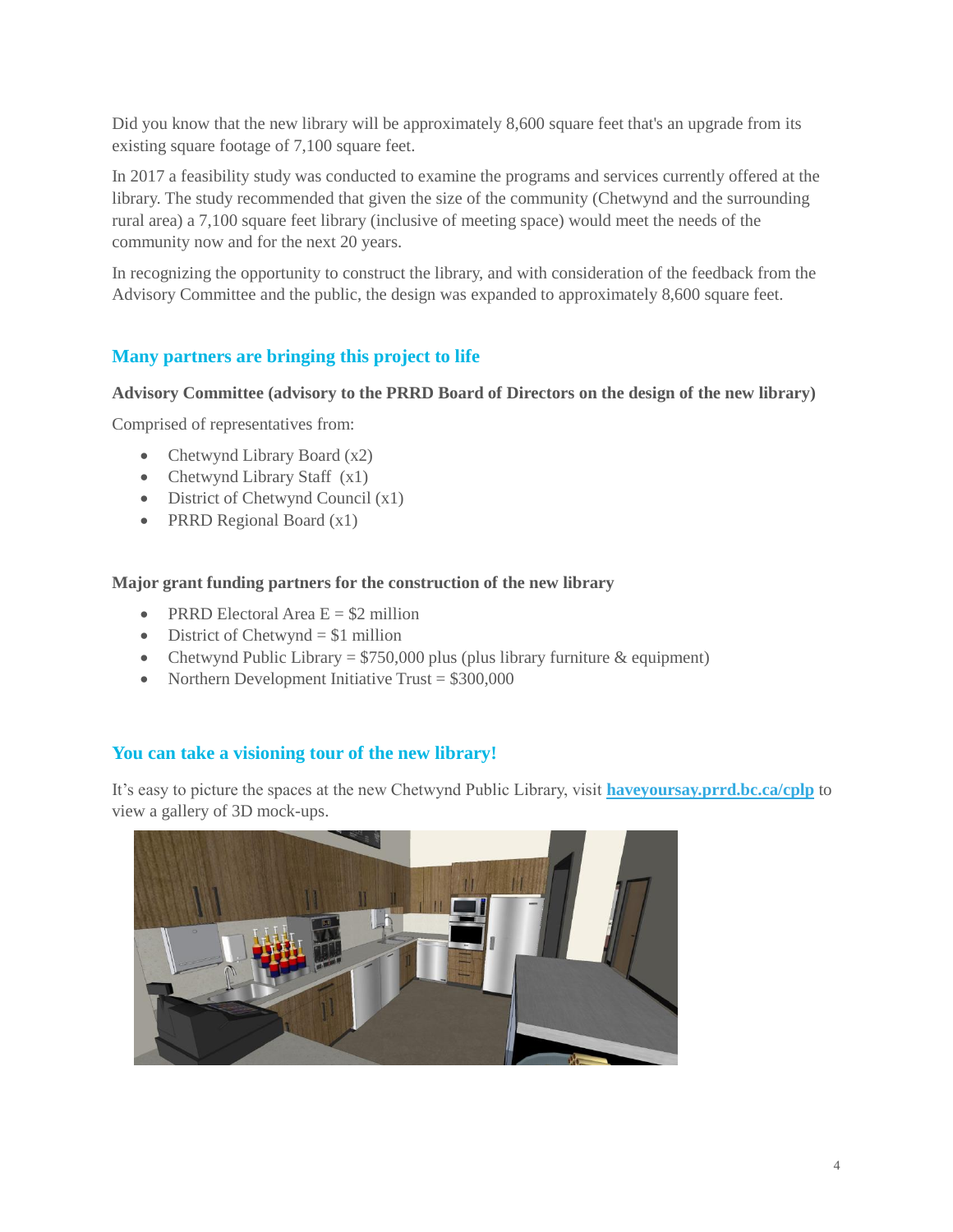Did you know that the new library will be approximately 8,600 square feet that's an upgrade from its existing square footage of 7,100 square feet.

In 2017 a feasibility study was conducted to examine the programs and services currently offered at the library. The study recommended that given the size of the community (Chetwynd and the surrounding rural area) a 7,100 square feet library (inclusive of meeting space) would meet the needs of the community now and for the next 20 years.

In recognizing the opportunity to construct the library, and with consideration of the feedback from the Advisory Committee and the public, the design was expanded to approximately 8,600 square feet.

## Many partners are bringing this project to life

**Advisory Committee (advisory to the PRRD Board of Directors on the design of the new library)**

Comprised of representatives from:

- Chetwynd Library Board (x2)
- Chetwynd Library Staff (x1)
- District of Chetwynd Council (x1)
- PRRD Regional Board (x1)

**Major grant funding partners for the construction of the new library**

- PRRD Electoral Area E = $2 million
- District of Chetwynd = $1 million
- Chetwynd Public Library = $750,000 plus (plus library furniture & equipment)
- Northern Development Initiative Trust = $300,000

## You can take a visioning tour of the new library!

It's easy to picture the spaces at the new Chetwynd Public Library, visit **haveyoursay.prrd.bc.ca/cplp** to view a gallery of 3D mock-ups.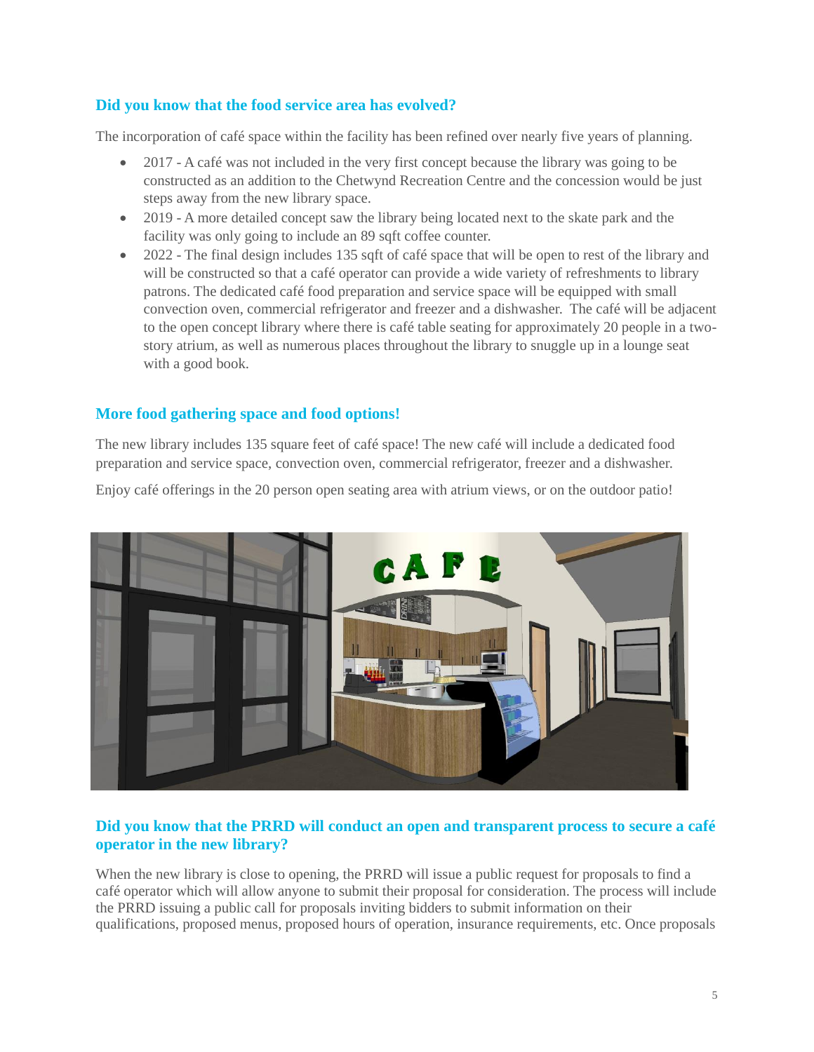## Did you know that the food service area has evolved?

The incorporation of café space within the facility has been refined over nearly five years of planning.

- 2017 - A café was not included in the very first concept because the library was going to be constructed as an addition to the Chetwynd Recreation Centre and the concession would be just steps away from the new library space.
- 2019 - A more detailed concept saw the library being located next to the skate park and the facility was only going to include an 89 sqft coffee counter.
- 2022 - The final design includes 135 sqft of café space that will be open to rest of the library and will be constructed so that a café operator can provide a wide variety of refreshments to library patrons. The dedicated café food preparation and service space will be equipped with small convection oven, commercial refrigerator and freezer and a dishwasher. The café will be adjacent to the open concept library where there is café table seating for approximately 20 people in a two-story atrium, as well as numerous places throughout the library to snuggle up in a lounge seat with a good book.

## More food gathering space and food options!

The new library includes 135 square feet of café space! The new café will include a dedicated food preparation and service space, convection oven, commercial refrigerator, freezer and a dishwasher.

Enjoy café offerings in the 20 person open seating area with atrium views, or on the outdoor patio!

## Did you know that the PRRD will conduct an open and transparent process to secure a café operator in the new library?

When the new library is close to opening, the PRRD will issue a public request for proposals to find a café operator which will allow anyone to submit their proposal for consideration. The process will include the PRRD issuing a public call for proposals inviting bidders to submit information on their qualifications, proposed menus, proposed hours of operation, insurance requirements, etc. Once proposals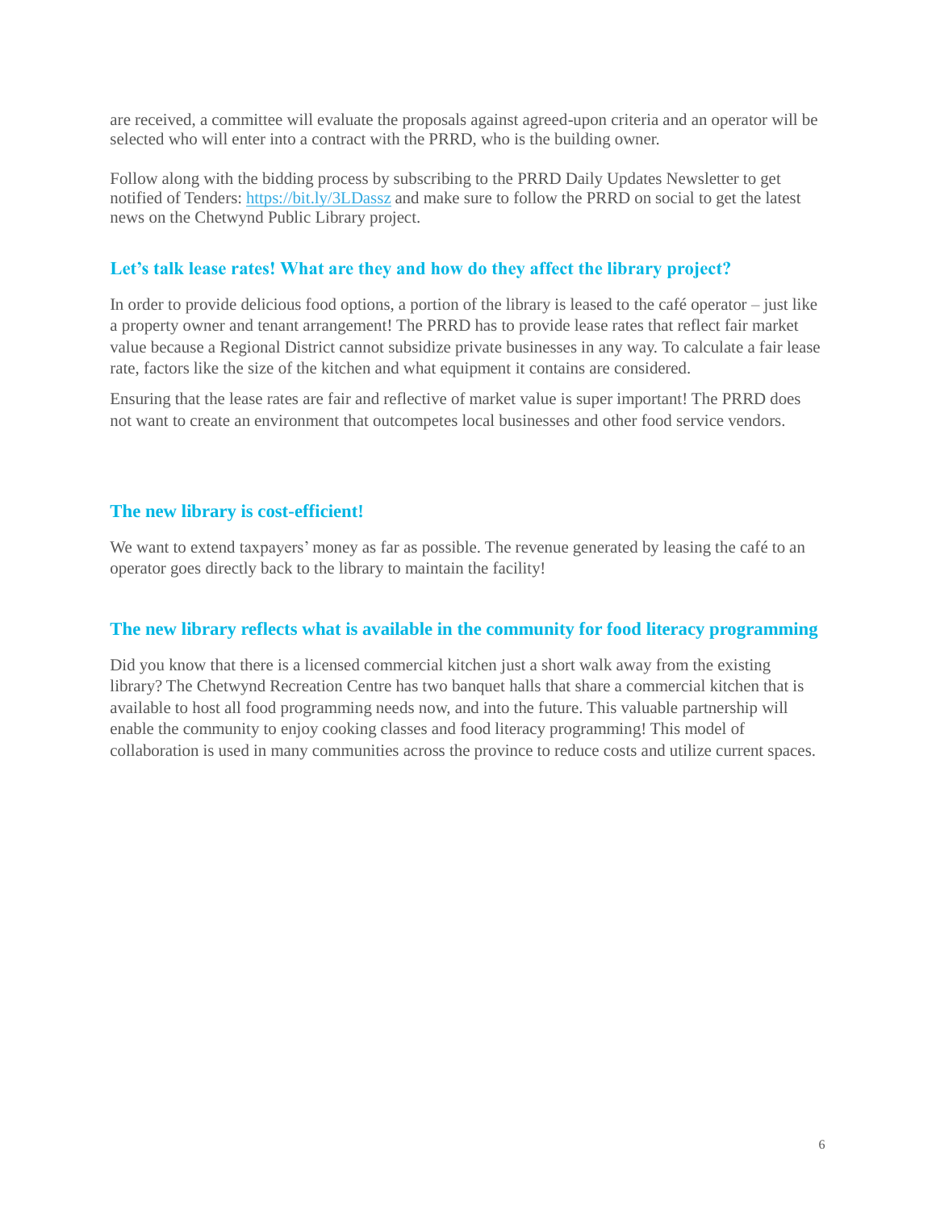are received, a committee will evaluate the proposals against agreed-upon criteria and an operator will be selected who will enter into a contract with the PRRD, who is the building owner.

Follow along with the bidding process by subscribing to the PRRD Daily Updates Newsletter to get notified of Tenders: https://bit.ly/3LDassz and make sure to follow the PRRD on social to get the latest news on the Chetwynd Public Library project.

## Let's talk lease rates! What are they and how do they affect the library project?

In order to provide delicious food options, a portion of the library is leased to the café operator – just like a property owner and tenant arrangement! The PRRD has to provide lease rates that reflect fair market value because a Regional District cannot subsidize private businesses in any way. To calculate a fair lease rate, factors like the size of the kitchen and what equipment it contains are considered.

Ensuring that the lease rates are fair and reflective of market value is super important! The PRRD does not want to create an environment that outcompetes local businesses and other food service vendors.

## The new library is cost-efficient!

We want to extend taxpayers' money as far as possible. The revenue generated by leasing the café to an operator goes directly back to the library to maintain the facility!

## The new library reflects what is available in the community for food literacy programming

Did you know that there is a licensed commercial kitchen just a short walk away from the existing library? The Chetwynd Recreation Centre has two banquet halls that share a commercial kitchen that is available to host all food programming needs now, and into the future. This valuable partnership will enable the community to enjoy cooking classes and food literacy programming! This model of collaboration is used in many communities across the province to reduce costs and utilize current spaces.